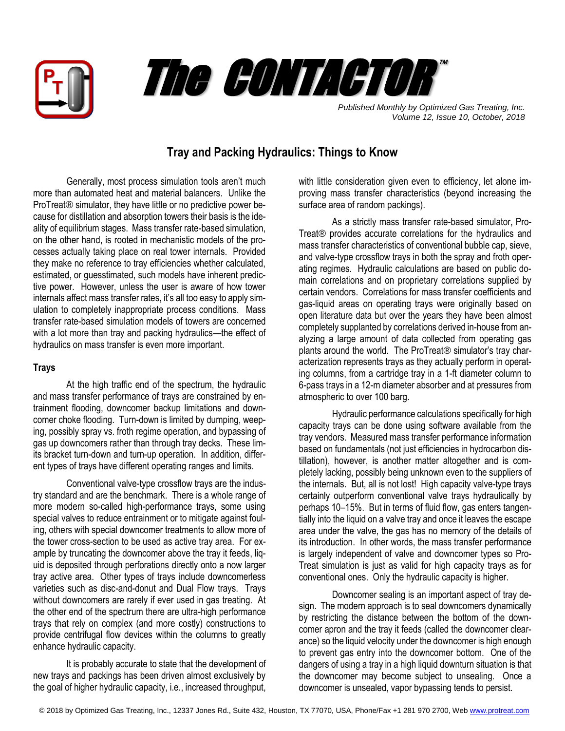# The CONTACTOR™

*Published Monthly by Optimized Gas Treating, Inc.*
*Volume 12, Issue 10, October, 2018*

## Tray and Packing Hydraulics: Things to Know

Generally, most process simulation tools aren't much more than automated heat and material balancers. Unlike the ProTreat® simulator, they have little or no predictive power because for distillation and absorption towers their basis is the ideality of equilibrium stages. Mass transfer rate-based simulation, on the other hand, is rooted in mechanistic models of the processes actually taking place on real tower internals. Provided they make no reference to tray efficiencies whether calculated, estimated, or guesstimated, such models have inherent predictive power. However, unless the user is aware of how tower internals affect mass transfer rates, it's all too easy to apply simulation to completely inappropriate process conditions. Mass transfer rate-based simulation models of towers are concerned with a lot more than tray and packing hydraulics—the effect of hydraulics on mass transfer is even more important.

### Trays

At the high traffic end of the spectrum, the hydraulic and mass transfer performance of trays are constrained by entrainment flooding, downcomer backup limitations and downcomer choke flooding. Turn-down is limited by dumping, weeping, possibly spray vs. froth regime operation, and bypassing of gas up downcomers rather than through tray decks. These limits bracket turn-down and turn-up operation. In addition, different types of trays have different operating ranges and limits.

Conventional valve-type crossflow trays are the industry standard and are the benchmark. There is a whole range of more modern so-called high-performance trays, some using special valves to reduce entrainment or to mitigate against fouling, others with special downcomer treatments to allow more of the tower cross-section to be used as active tray area. For example by truncating the downcomer above the tray it feeds, liquid is deposited through perforations directly onto a now larger tray active area. Other types of trays include downcomerless varieties such as disc-and-donut and Dual Flow trays. Trays without downcomers are rarely if ever used in gas treating. At the other end of the spectrum there are ultra-high performance trays that rely on complex (and more costly) constructions to provide centrifugal flow devices within the columns to greatly enhance hydraulic capacity.

It is probably accurate to state that the development of new trays and packings has been driven almost exclusively by the goal of higher hydraulic capacity, i.e., increased throughput, with little consideration given even to efficiency, let alone improving mass transfer characteristics (beyond increasing the surface area of random packings).

As a strictly mass transfer rate-based simulator, ProTreat® provides accurate correlations for the hydraulics and mass transfer characteristics of conventional bubble cap, sieve, and valve-type crossflow trays in both the spray and froth operating regimes. Hydraulic calculations are based on public domain correlations and on proprietary correlations supplied by certain vendors. Correlations for mass transfer coefficients and gas-liquid areas on operating trays were originally based on open literature data but over the years they have been almost completely supplanted by correlations derived in-house from analyzing a large amount of data collected from operating gas plants around the world. The ProTreat® simulator's tray characterization represents trays as they actually perform in operating columns, from a cartridge tray in a 1-ft diameter column to 6-pass trays in a 12-m diameter absorber and at pressures from atmospheric to over 100 barg.

Hydraulic performance calculations specifically for high capacity trays can be done using software available from the tray vendors. Measured mass transfer performance information based on fundamentals (not just efficiencies in hydrocarbon distillation), however, is another matter altogether and is completely lacking, possibly being unknown even to the suppliers of the internals. But, all is not lost! High capacity valve-type trays certainly outperform conventional valve trays hydraulically by perhaps 10–15%. But in terms of fluid flow, gas enters tangentially into the liquid on a valve tray and once it leaves the escape area under the valve, the gas has no memory of the details of its introduction. In other words, the mass transfer performance is largely independent of valve and downcomer types so ProTreat simulation is just as valid for high capacity trays as for conventional ones. Only the hydraulic capacity is higher.

Downcomer sealing is an important aspect of tray design. The modern approach is to seal downcomers dynamically by restricting the distance between the bottom of the downcomer apron and the tray it feeds (called the downcomer clearance) so the liquid velocity under the downcomer is high enough to prevent gas entry into the downcomer bottom. One of the dangers of using a tray in a high liquid downturn situation is that the downcomer may become subject to unsealing. Once a downcomer is unsealed, vapor bypassing tends to persist.

© 2018 by Optimized Gas Treating, Inc., 12337 Jones Rd., Suite 432, Houston, TX 77070, USA, Phone/Fax +1 281 970 2700, Web www.protreat.com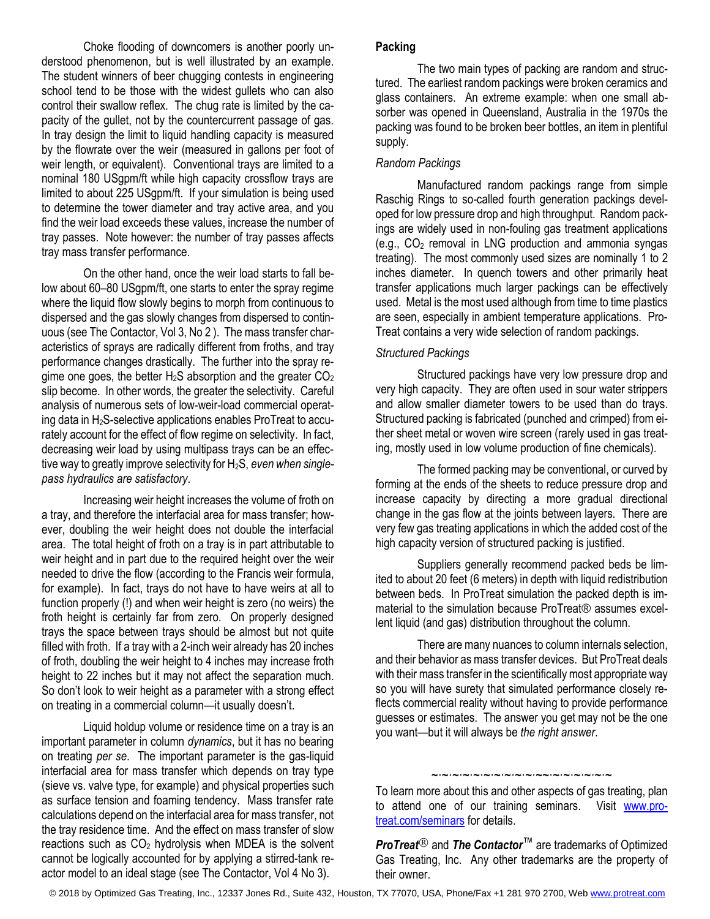Choke flooding of downcomers is another poorly understood phenomenon, but is well illustrated by an example. The student winners of beer chugging contests in engineering school tend to be those with the widest gullets who can also control their swallow reflex. The chug rate is limited by the capacity of the gullet, not by the countercurrent passage of gas. In tray design the limit to liquid handling capacity is measured by the flowrate over the weir (measured in gallons per foot of weir length, or equivalent). Conventional trays are limited to a nominal 180 USgpm/ft while high capacity crossflow trays are limited to about 225 USgpm/ft. If your simulation is being used to determine the tower diameter and tray active area, and you find the weir load exceeds these values, increase the number of tray passes. Note however: the number of tray passes affects tray mass transfer performance.

On the other hand, once the weir load starts to fall below about 60–80 USgpm/ft, one starts to enter the spray regime where the liquid flow slowly begins to morph from continuous to dispersed and the gas slowly changes from dispersed to continuous (see The Contactor, Vol 3, No 2 ). The mass transfer characteristics of sprays are radically different from froths, and tray performance changes drastically. The further into the spray regime one goes, the better $H_2S$ absorption and the greater $CO_2$ slip become. In other words, the greater the selectivity. Careful analysis of numerous sets of low-weir-load commercial operating data in $H_2S$-selective applications enables ProTreat to accurately account for the effect of flow regime on selectivity. In fact, decreasing weir load by using multipass trays can be an effective way to greatly improve selectivity for $H_2S$, *even when single-pass hydraulics are satisfactory*.

Increasing weir height increases the volume of froth on a tray, and therefore the interfacial area for mass transfer; however, doubling the weir height does not double the interfacial area. The total height of froth on a tray is in part attributable to weir height and in part due to the required height over the weir needed to drive the flow (according to the Francis weir formula, for example). In fact, trays do not have to have weirs at all to function properly (!) and when weir height is zero (no weirs) the froth height is certainly far from zero. On properly designed trays the space between trays should be almost but not quite filled with froth. If a tray with a 2-inch weir already has 20 inches of froth, doubling the weir height to 4 inches may increase froth height to 22 inches but it may not affect the separation much. So don't look to weir height as a parameter with a strong effect on treating in a commercial column—it usually doesn't.

Liquid holdup volume or residence time on a tray is an important parameter in column *dynamics*, but it has no bearing on treating *per se*. The important parameter is the gas-liquid interfacial area for mass transfer which depends on tray type (sieve vs. valve type, for example) and physical properties such as surface tension and foaming tendency. Mass transfer rate calculations depend on the interfacial area for mass transfer, not the tray residence time. And the effect on mass transfer of slow reactions such as $CO_2$ hydrolysis when MDEA is the solvent cannot be logically accounted for by applying a stirred-tank reactor model to an ideal stage (see The Contactor, Vol 4 No 3).

**Packing**

The two main types of packing are random and structured. The earliest random packings were broken ceramics and glass containers. An extreme example: when one small absorber was opened in Queensland, Australia in the 1970s the packing was found to be broken beer bottles, an item in plentiful supply.

*Random Packings*

Manufactured random packings range from simple Raschig Rings to so-called fourth generation packings developed for low pressure drop and high throughput. Random packings are widely used in non-fouling gas treatment applications (e.g., $CO_2$ removal in LNG production and ammonia syngas treating). The most commonly used sizes are nominally 1 to 2 inches diameter. In quench towers and other primarily heat transfer applications much larger packings can be effectively used. Metal is the most used although from time to time plastics are seen, especially in ambient temperature applications. ProTreat contains a very wide selection of random packings.

*Structured Packings*

Structured packings have very low pressure drop and very high capacity. They are often used in sour water strippers and allow smaller diameter towers to be used than do trays. Structured packing is fabricated (punched and crimped) from either sheet metal or woven wire screen (rarely used in gas treating, mostly used in low volume production of fine chemicals).

The formed packing may be conventional, or curved by forming at the ends of the sheets to reduce pressure drop and increase capacity by directing a more gradual directional change in the gas flow at the joints between layers. There are very few gas treating applications in which the added cost of the high capacity version of structured packing is justified.

Suppliers generally recommend packed beds be limited to about 20 feet (6 meters) in depth with liquid redistribution between beds. In ProTreat simulation the packed depth is immaterial to the simulation because ProTreat® assumes excellent liquid (and gas) distribution throughout the column.

There are many nuances to column internals selection, and their behavior as mass transfer devices. But ProTreat deals with their mass transfer in the scientifically most appropriate way so you will have surety that simulated performance closely reflects commercial reality without having to provide performance guesses or estimates. The answer you get may not be the one you want—but it will always be *the right answer*.

~·~·~·~·~·~·~·~·~·~·~·~·~·~·~·~·~·~·~

To learn more about this and other aspects of gas treating, plan to attend one of our training seminars. Visit www.protreat.com/seminars for details.

***ProTreat***® and ***The Contactor***™ are trademarks of Optimized Gas Treating, Inc. Any other trademarks are the property of their owner.

© 2018 by Optimized Gas Treating, Inc., 12337 Jones Rd., Suite 432, Houston, TX 77070, USA, Phone/Fax +1 281 970 2700, Web www.protreat.com